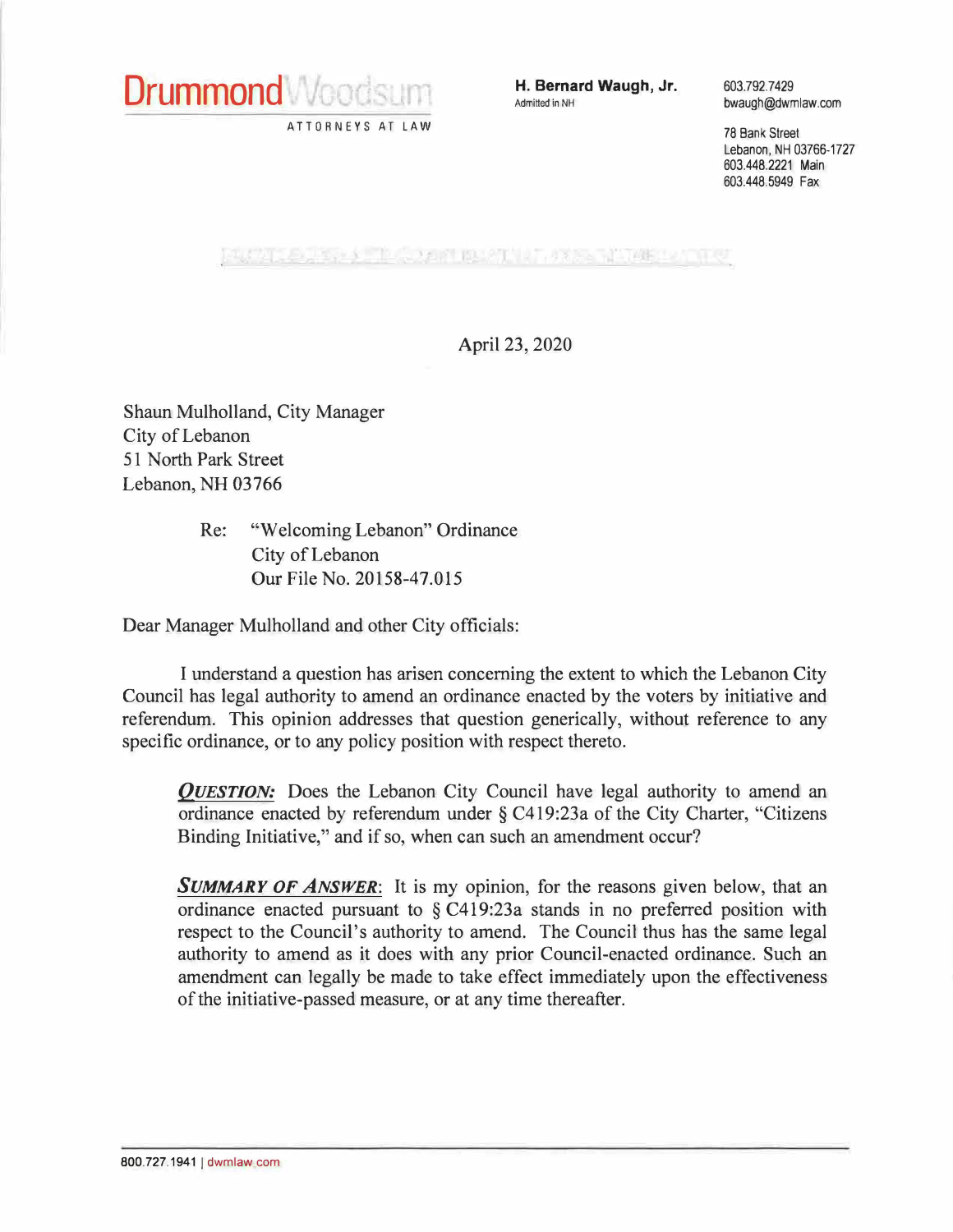**Drummond Woodsum**
ATTORNEYS AT LAW

**H. Bernard Waugh, Jr.**
Admitted in NH

603.792.7429
bwaugh@dwmlaw.com

78 Bank Street
Lebanon, NH 03766-1727
603.448.2221 Main
603.448.5949 Fax

April 23, 2020

Shaun Mulholland, City Manager
City of Lebanon
51 North Park Street
Lebanon, NH 03766

Re: "Welcoming Lebanon" Ordinance
City of Lebanon
Our File No. 20158-47.015

Dear Manager Mulholland and other City officials:

I understand a question has arisen concerning the extent to which the Lebanon City Council has legal authority to amend an ordinance enacted by the voters by initiative and referendum. This opinion addresses that question generically, without reference to any specific ordinance, or to any policy position with respect thereto.

> ***QUESTION:*** Does the Lebanon City Council have legal authority to amend an ordinance enacted by referendum under § C419:23a of the City Charter, "Citizens Binding Initiative," and if so, when can such an amendment occur?
>
> ***SUMMARY OF ANSWER***: It is my opinion, for the reasons given below, that an ordinance enacted pursuant to § C419:23a stands in no preferred position with respect to the Council's authority to amend. The Council thus has the same legal authority to amend as it does with any prior Council-enacted ordinance. Such an amendment can legally be made to take effect immediately upon the effectiveness of the initiative-passed measure, or at any time thereafter.

800.727.1941 | dwmlaw.com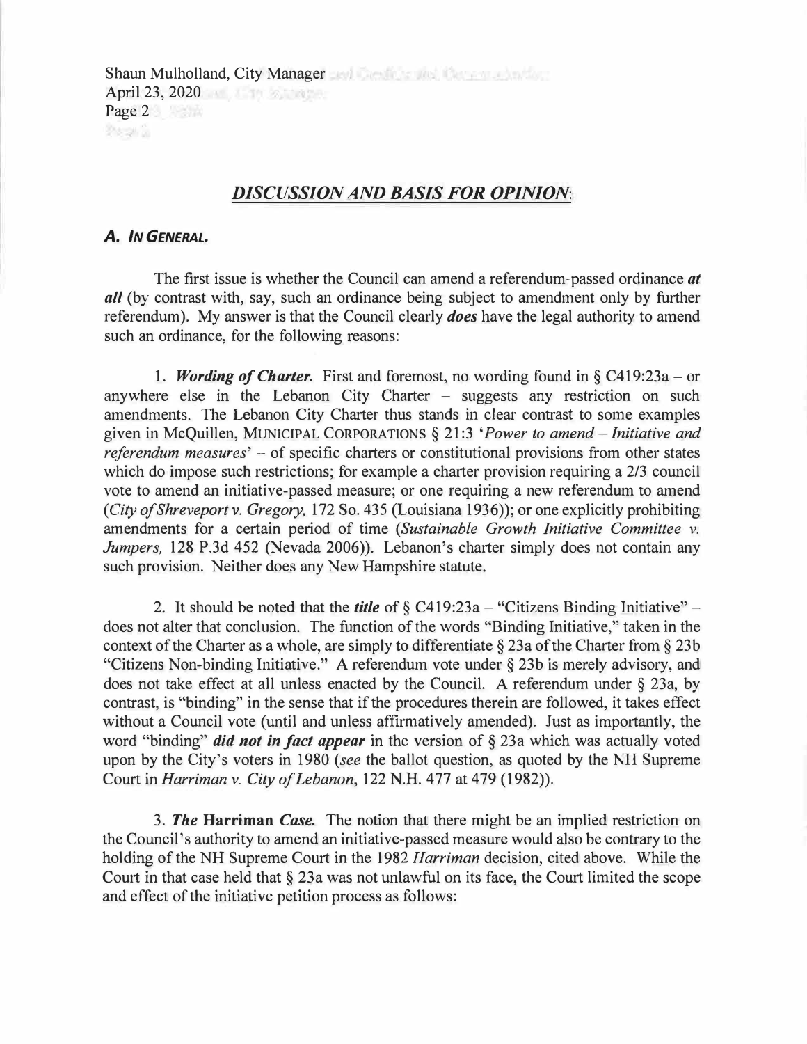## *DISCUSSION AND BASIS FOR OPINION*:

### *A. IN GENERAL.*

The first issue is whether the Council can amend a referendum-passed ordinance ***at all*** (by contrast with, say, such an ordinance being subject to amendment only by further referendum). My answer is that the Council clearly ***does*** have the legal authority to amend such an ordinance, for the following reasons:

1. ***Wording of Charter.*** First and foremost, no wording found in § C419:23a – or anywhere else in the Lebanon City Charter – suggests any restriction on such amendments. The Lebanon City Charter thus stands in clear contrast to some examples given in McQuillen, MUNICIPAL CORPORATIONS § 21:3 '*Power to amend – Initiative and referendum measures*' – of specific charters or constitutional provisions from other states which do impose such restrictions; for example a charter provision requiring a 2/3 council vote to amend an initiative-passed measure; or one requiring a new referendum to amend (*City of Shreveport v. Gregory,* 172 So. 435 (Louisiana 1936)); or one explicitly prohibiting amendments for a certain period of time (*Sustainable Growth Initiative Committee v. Jumpers,* 128 P.3d 452 (Nevada 2006)). Lebanon's charter simply does not contain any such provision. Neither does any New Hampshire statute.

2. It should be noted that the ***title*** of § C419:23a – "Citizens Binding Initiative" – does not alter that conclusion. The function of the words "Binding Initiative," taken in the context of the Charter as a whole, are simply to differentiate § 23a of the Charter from § 23b "Citizens Non-binding Initiative." A referendum vote under § 23b is merely advisory, and does not take effect at all unless enacted by the Council. A referendum under § 23a, by contrast, is "binding" in the sense that if the procedures therein are followed, it takes effect without a Council vote (until and unless affirmatively amended). Just as importantly, the word "binding" ***did not in fact appear*** in the version of § 23a which was actually voted upon by the City's voters in 1980 (*see* the ballot question, as quoted by the NH Supreme Court in *Harriman v. City of Lebanon,* 122 N.H. 477 at 479 (1982)).

3. ***The* Harriman *Case.*** The notion that there might be an implied restriction on the Council's authority to amend an initiative-passed measure would also be contrary to the holding of the NH Supreme Court in the 1982 *Harriman* decision, cited above. While the Court in that case held that § 23a was not unlawful on its face, the Court limited the scope and effect of the initiative petition process as follows: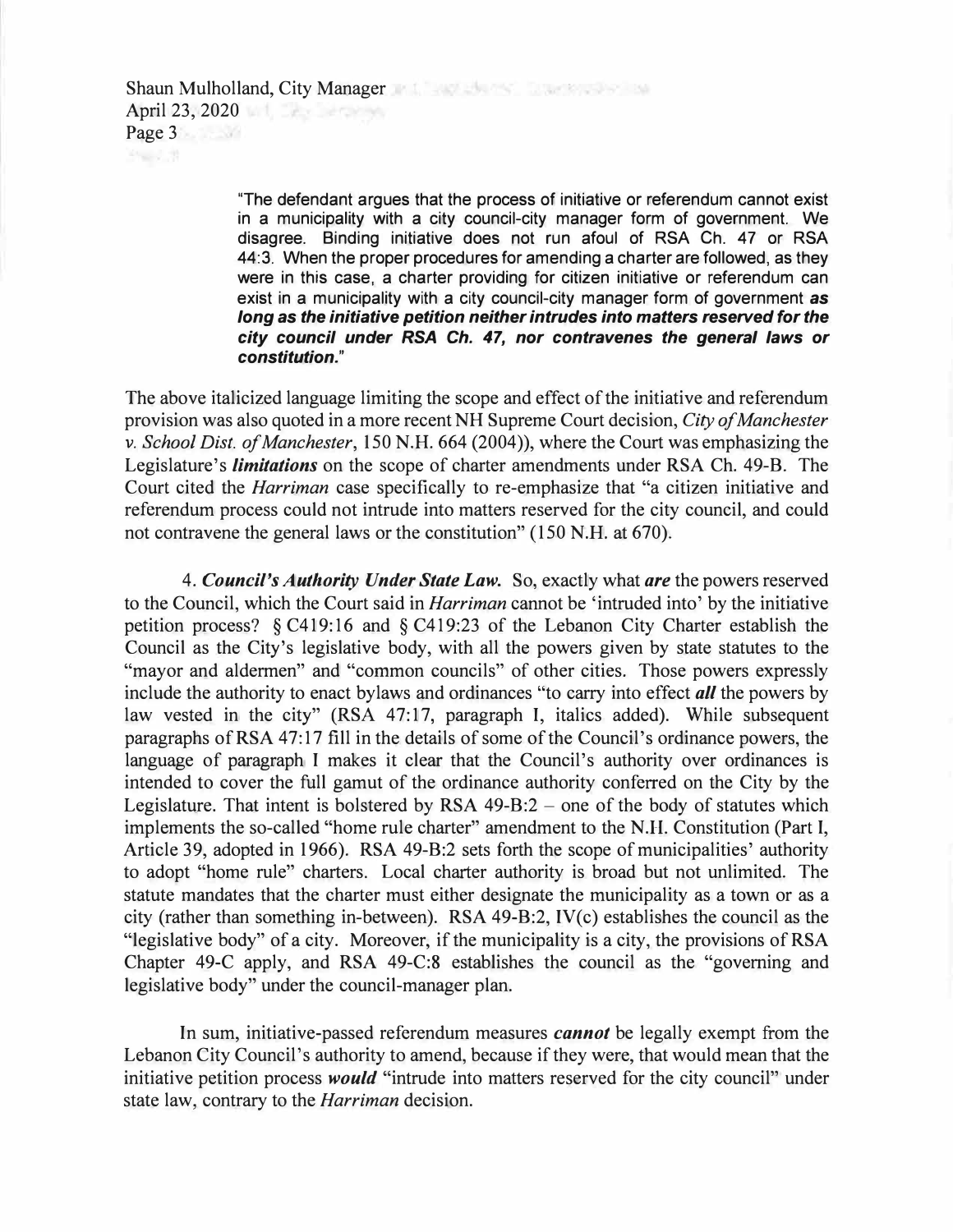> "The defendant argues that the process of initiative or referendum cannot exist in a municipality with a city council-city manager form of government. We disagree. Binding initiative does not run afoul of RSA Ch. 47 or RSA 44:3. When the proper procedures for amending a charter are followed, as they were in this case, a charter providing for citizen initiative or referendum can exist in a municipality with a city council-city manager form of government ***as long as the initiative petition neither intrudes into matters reserved for the city council under RSA Ch. 47, nor contravenes the general laws or constitution.***"

The above italicized language limiting the scope and effect of the initiative and referendum provision was also quoted in a more recent NH Supreme Court decision, *City of Manchester v. School Dist. of Manchester*, 150 N.H. 664 (2004)), where the Court was emphasizing the Legislature's ***limitations*** on the scope of charter amendments under RSA Ch. 49-B. The Court cited the *Harriman* case specifically to re-emphasize that "a citizen initiative and referendum process could not intrude into matters reserved for the city council, and could not contravene the general laws or the constitution" (150 N.H. at 670).

4. ***Council's Authority Under State Law.*** So, exactly what ***are*** the powers reserved to the Council, which the Court said in *Harriman* cannot be 'intruded into' by the initiative petition process? § C419:16 and § C419:23 of the Lebanon City Charter establish the Council as the City's legislative body, with all the powers given by state statutes to the "mayor and aldermen" and "common councils" of other cities. Those powers expressly include the authority to enact bylaws and ordinances "to carry into effect ***all*** the powers by law vested in the city" (RSA 47:17, paragraph I, italics added). While subsequent paragraphs of RSA 47:17 fill in the details of some of the Council's ordinance powers, the language of paragraph I makes it clear that the Council's authority over ordinances is intended to cover the full gamut of the ordinance authority conferred on the City by the Legislature. That intent is bolstered by RSA 49-B:2 – one of the body of statutes which implements the so-called "home rule charter" amendment to the N.H. Constitution (Part I, Article 39, adopted in 1966). RSA 49-B:2 sets forth the scope of municipalities' authority to adopt "home rule" charters. Local charter authority is broad but not unlimited. The statute mandates that the charter must either designate the municipality as a town or as a city (rather than something in-between). RSA 49-B:2, IV(c) establishes the council as the "legislative body" of a city. Moreover, if the municipality is a city, the provisions of RSA Chapter 49-C apply, and RSA 49-C:8 establishes the council as the "governing and legislative body" under the council-manager plan.

In sum, initiative-passed referendum measures ***cannot*** be legally exempt from the Lebanon City Council's authority to amend, because if they were, that would mean that the initiative petition process ***would*** "intrude into matters reserved for the city council" under state law, contrary to the *Harriman* decision.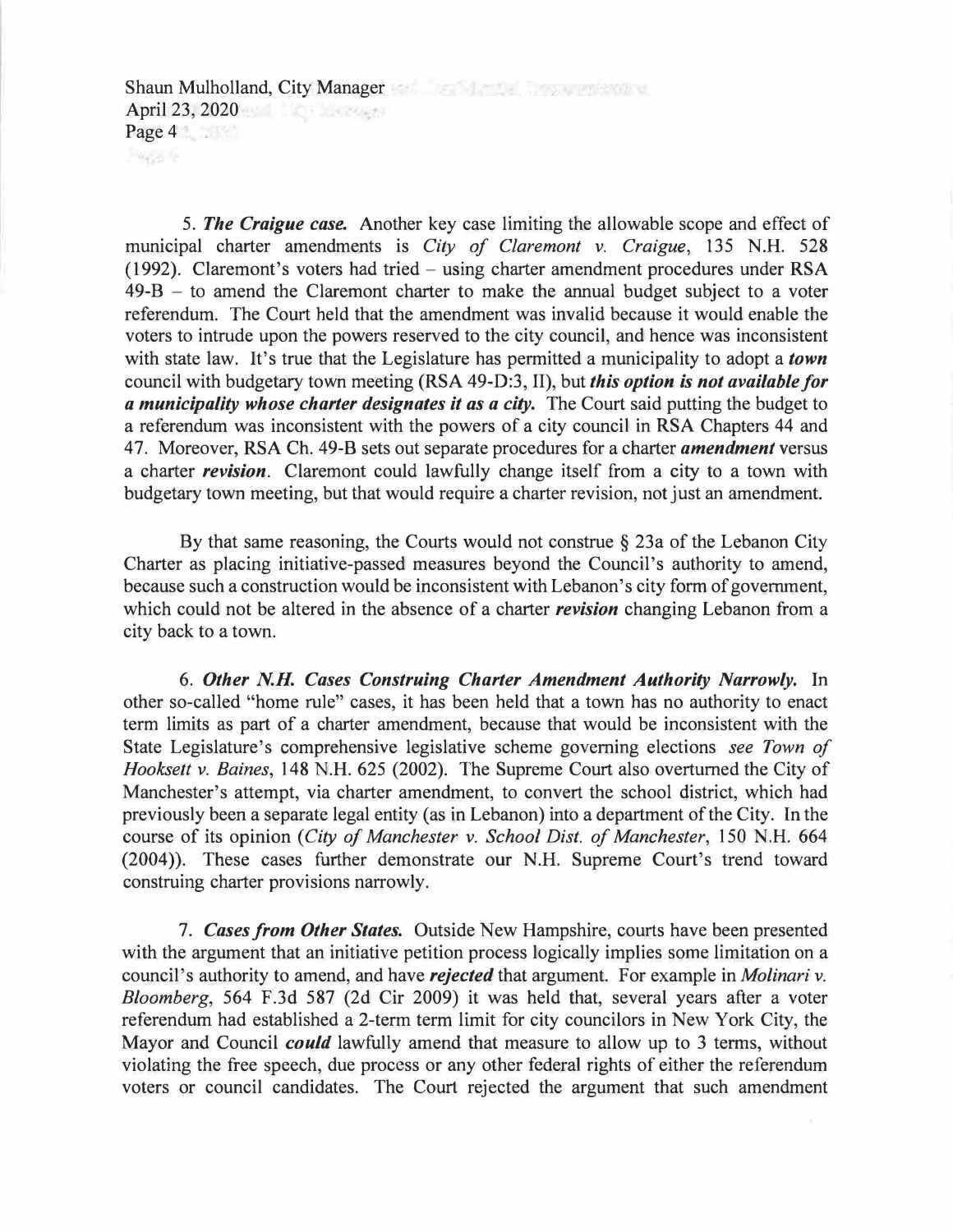5. ***The Craigue case.*** Another key case limiting the allowable scope and effect of municipal charter amendments is *City of Claremont v. Craigue*, 135 N.H. 528 (1992). Claremont's voters had tried – using charter amendment procedures under RSA 49-B – to amend the Claremont charter to make the annual budget subject to a voter referendum. The Court held that the amendment was invalid because it would enable the voters to intrude upon the powers reserved to the city council, and hence was inconsistent with state law. It's true that the Legislature has permitted a municipality to adopt a ***town*** council with budgetary town meeting (RSA 49-D:3, II), but ***this option is not available for a municipality whose charter designates it as a city.*** The Court said putting the budget to a referendum was inconsistent with the powers of a city council in RSA Chapters 44 and 47. Moreover, RSA Ch. 49-B sets out separate procedures for a charter ***amendment*** versus a charter ***revision***. Claremont could lawfully change itself from a city to a town with budgetary town meeting, but that would require a charter revision, not just an amendment.

By that same reasoning, the Courts would not construe § 23a of the Lebanon City Charter as placing initiative-passed measures beyond the Council's authority to amend, because such a construction would be inconsistent with Lebanon's city form of government, which could not be altered in the absence of a charter ***revision*** changing Lebanon from a city back to a town.

6. ***Other N.H. Cases Construing Charter Amendment Authority Narrowly.*** In other so-called "home rule" cases, it has been held that a town has no authority to enact term limits as part of a charter amendment, because that would be inconsistent with the State Legislature's comprehensive legislative scheme governing elections *see Town of Hooksett v. Baines*, 148 N.H. 625 (2002). The Supreme Court also overturned the City of Manchester's attempt, via charter amendment, to convert the school district, which had previously been a separate legal entity (as in Lebanon) into a department of the City. In the course of its opinion (*City of Manchester v. School Dist. of Manchester*, 150 N.H. 664 (2004)). These cases further demonstrate our N.H. Supreme Court's trend toward construing charter provisions narrowly.

7. ***Cases from Other States.*** Outside New Hampshire, courts have been presented with the argument that an initiative petition process logically implies some limitation on a council's authority to amend, and have ***rejected*** that argument. For example in *Molinari v. Bloomberg*, 564 F.3d 587 (2d Cir 2009) it was held that, several years after a voter referendum had established a 2-term term limit for city councilors in New York City, the Mayor and Council ***could*** lawfully amend that measure to allow up to 3 terms, without violating the free speech, due process or any other federal rights of either the referendum voters or council candidates. The Court rejected the argument that such amendment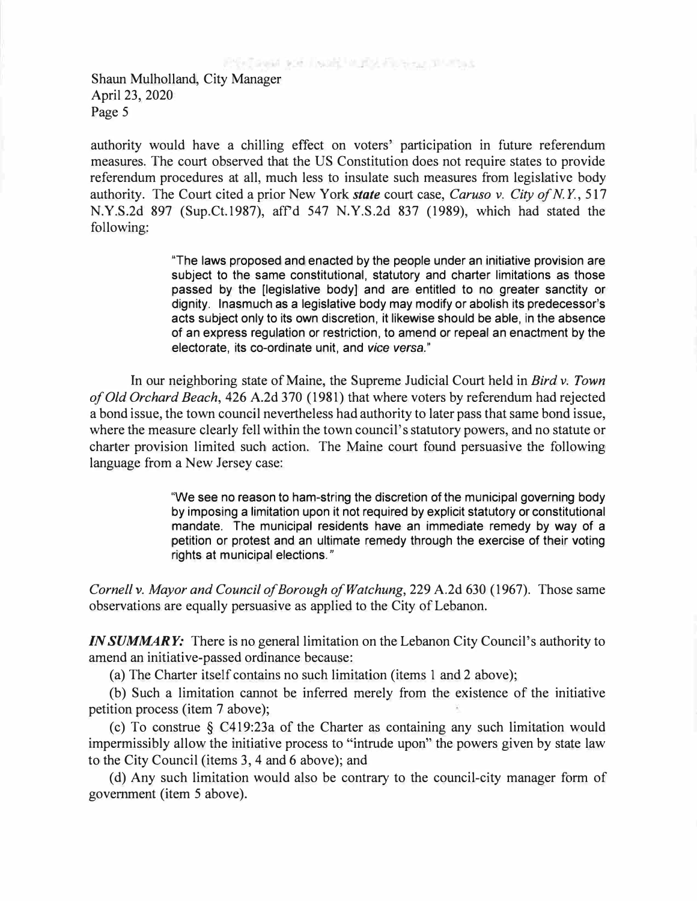authority would have a chilling effect on voters' participation in future referendum measures. The court observed that the US Constitution does not require states to provide referendum procedures at all, much less to insulate such measures from legislative body authority. The Court cited a prior New York ***state*** court case, *Caruso v. City of N.Y.*, 517 N.Y.S.2d 897 (Sup.Ct.1987), aff'd 547 N.Y.S.2d 837 (1989), which had stated the following:

> "The laws proposed and enacted by the people under an initiative provision are subject to the same constitutional, statutory and charter limitations as those passed by the [legislative body] and are entitled to no greater sanctity or dignity. Inasmuch as a legislative body may modify or abolish its predecessor's acts subject only to its own discretion, it likewise should be able, in the absence of an express regulation or restriction, to amend or repeal an enactment by the electorate, its co-ordinate unit, and *vice versa.*"

In our neighboring state of Maine, the Supreme Judicial Court held in *Bird v. Town of Old Orchard Beach*, 426 A.2d 370 (1981) that where voters by referendum had rejected a bond issue, the town council nevertheless had authority to later pass that same bond issue, where the measure clearly fell within the town council's statutory powers, and no statute or charter provision limited such action. The Maine court found persuasive the following language from a New Jersey case:

> "We see no reason to ham-string the discretion of the municipal governing body by imposing a limitation upon it not required by explicit statutory or constitutional mandate. The municipal residents have an immediate remedy by way of a petition or protest and an ultimate remedy through the exercise of their voting rights at municipal elections."

*Cornell v. Mayor and Council of Borough of Watchung*, 229 A.2d 630 (1967). Those same observations are equally persuasive as applied to the City of Lebanon.

***IN SUMMARY:*** There is no general limitation on the Lebanon City Council's authority to amend an initiative-passed ordinance because:

(a) The Charter itself contains no such limitation (items 1 and 2 above);

(b) Such a limitation cannot be inferred merely from the existence of the initiative petition process (item 7 above);

(c) To construe § C419:23a of the Charter as containing any such limitation would impermissibly allow the initiative process to "intrude upon" the powers given by state law to the City Council (items 3, 4 and 6 above); and

(d) Any such limitation would also be contrary to the council-city manager form of government (item 5 above).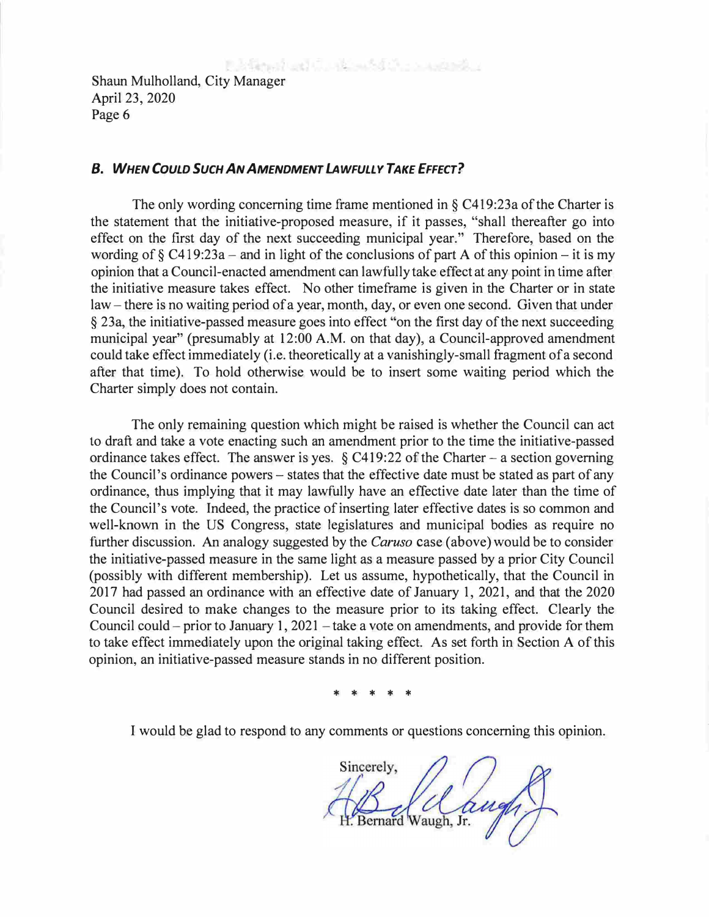### *B. When Could Such An Amendment Lawfully Take Effect?*

The only wording concerning time frame mentioned in § C419:23a of the Charter is the statement that the initiative-proposed measure, if it passes, "shall thereafter go into effect on the first day of the next succeeding municipal year." Therefore, based on the wording of § C419:23a – and in light of the conclusions of part A of this opinion – it is my opinion that a Council-enacted amendment can lawfully take effect at any point in time after the initiative measure takes effect. No other timeframe is given in the Charter or in state law – there is no waiting period of a year, month, day, or even one second. Given that under § 23a, the initiative-passed measure goes into effect "on the first day of the next succeeding municipal year" (presumably at 12:00 A.M. on that day), a Council-approved amendment could take effect immediately (i.e. theoretically at a vanishingly-small fragment of a second after that time). To hold otherwise would be to insert some waiting period which the Charter simply does not contain.

The only remaining question which might be raised is whether the Council can act to draft and take a vote enacting such an amendment prior to the time the initiative-passed ordinance takes effect. The answer is yes. § C419:22 of the Charter – a section governing the Council's ordinance powers – states that the effective date must be stated as part of any ordinance, thus implying that it may lawfully have an effective date later than the time of the Council's vote. Indeed, the practice of inserting later effective dates is so common and well-known in the US Congress, state legislatures and municipal bodies as require no further discussion. An analogy suggested by the *Caruso* case (above) would be to consider the initiative-passed measure in the same light as a measure passed by a prior City Council (possibly with different membership). Let us assume, hypothetically, that the Council in 2017 had passed an ordinance with an effective date of January 1, 2021, and that the 2020 Council desired to make changes to the measure prior to its taking effect. Clearly the Council could – prior to January 1, 2021 – take a vote on amendments, and provide for them to take effect immediately upon the original taking effect. As set forth in Section A of this opinion, an initiative-passed measure stands in no different position.

* * * * *

I would be glad to respond to any comments or questions concerning this opinion.

Sincerely,

H. Bernard Waugh, Jr.